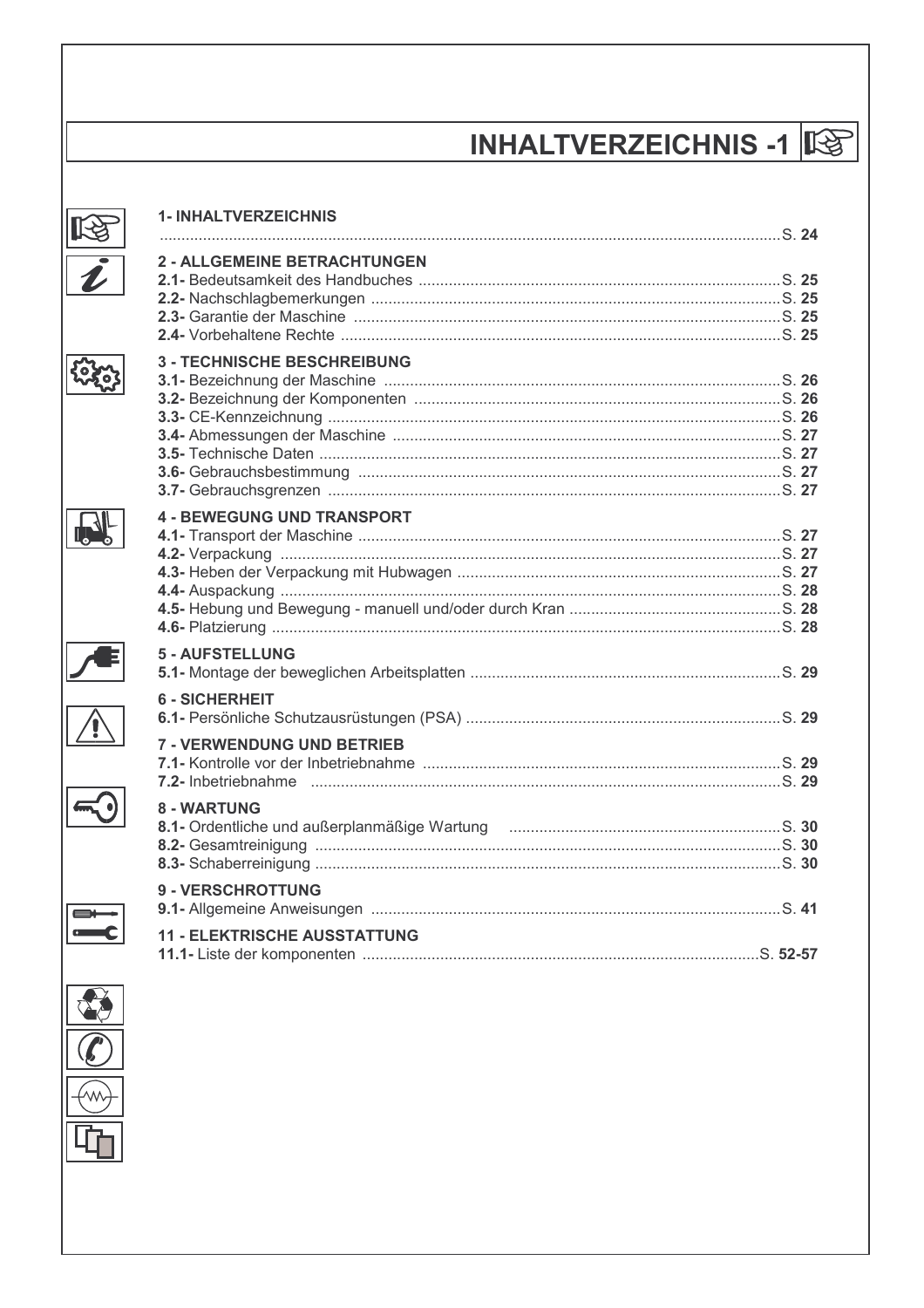# INHALTVERZEICHNIS -1

**1- INHALTVERZEICHNIS**
................................................................................................................................S. **24**

**2 - ALLGEMEINE BETRACHTUNGEN**
**2.1-** Bedeutsamkeit des Handbuches ....................................................................................S. **25**
**2.2-** Nachschlagbemerkungen ...............................................................................................S. **25**
**2.3-** Garantie der Maschine ...................................................................................................S. **25**
**2.4-** Vorbehaltene Rechte .....................................................................................................S. **25**

**3 - TECHNISCHE BESCHREIBUNG**
**3.1-** Bezeichnung der Maschine ...........................................................................................S. **26**
**3.2-** Bezeichnung der Komponenten .....................................................................................S. **26**
**3.3-** CE-Kennzeichnung .........................................................................................................S. **26**
**3.4-** Abmessungen der Maschine ..........................................................................................S. **27**
**3.5-** Technische Daten ...........................................................................................................S. **27**
**3.6-** Gebrauchsbestimmung ..................................................................................................S. **27**
**3.7-** Gebrauchsgrenzen .........................................................................................................S. **27**

**4 - BEWEGUNG UND TRANSPORT**
**4.1-** Transport der Maschine ..................................................................................................S. **27**
**4.2-** Verpackung ....................................................................................................................S. **27**
**4.3-** Heben der Verpackung mit Hubwagen ...........................................................................S. **27**
**4.4-** Auspackung ....................................................................................................................S. **28**
**4.5-** Hebung und Bewegung - manuell und/oder durch Kran .................................................S. **28**
**4.6-** Platzierung ......................................................................................................................S. **28**

**5 - AUFSTELLUNG**
**5.1-** Montage der beweglichen Arbeitsplatten ........................................................................S. **29**

**6 - SICHERHEIT**
**6.1-** Persönliche Schutzausrüstungen (PSA) .........................................................................S. **29**

**7 - VERWENDUNG UND BETRIEB**
**7.1-** Kontrolle vor der Inbetriebnahme ...................................................................................S. **29**
**7.2-** Inbetriebnahme ..............................................................................................................S. **29**

**8 - WARTUNG**
**8.1-** Ordentliche und außerplanmäßige Wartung ...............................................................S. **30**
**8.2-** Gesamtreinigung ............................................................................................................S. **30**
**8.3-** Schaberreinigung ...........................................................................................................S. **30**

**9 - VERSCHROTTUNG**
**9.1-** Allgemeine Anweisungen ...............................................................................................S. **41**

**11 - ELEKTRISCHE AUSSTATTUNG**
**11.1-** Liste der komponenten ...........................................................................................S. **52-57**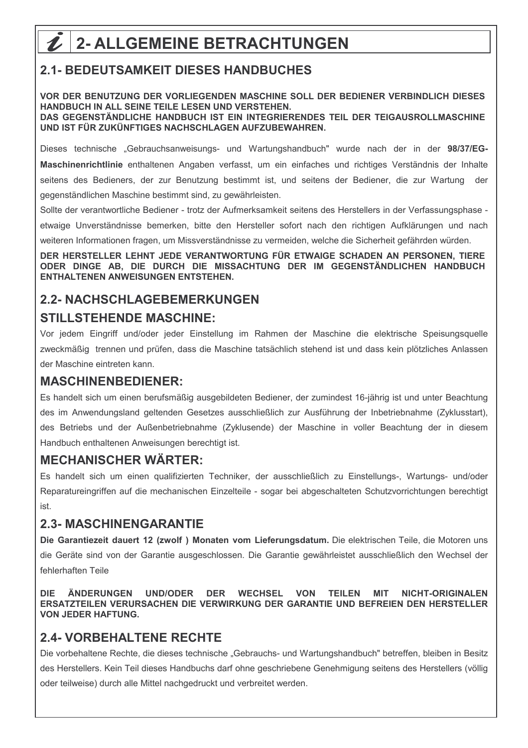# 2- ALLGEMEINE BETRACHTUNGEN

## 2.1- BEDEUTSAMKEIT DIESES HANDBUCHES

**VOR DER BENUTZUNG DER VORLIEGENDEN MASCHINE SOLL DER BEDIENER VERBINDLICH DIESES HANDBUCH IN ALL SEINE TEILE LESEN UND VERSTEHEN.**
**DAS GEGENSTÄNDLICHE HANDBUCH IST EIN INTEGRIERENDES TEIL DER TEIGAUSROLLMASCHINE UND IST FÜR ZUKÜNFTIGES NACHSCHLAGEN AUFZUBEWAHREN.**

Dieses technische „Gebrauchsanweisungs- und Wartungshandbuch" wurde nach der in der **98/37/EG-Maschinenrichtlinie** enthaltenen Angaben verfasst, um ein einfaches und richtiges Verständnis der Inhalte seitens des Bedieners, der zur Benutzung bestimmt ist, und seitens der Bediener, die zur Wartung der gegenständlichen Maschine bestimmt sind, zu gewährleisten.

Sollte der verantwortliche Bediener - trotz der Aufmerksamkeit seitens des Herstellers in der Verfassungsphase - etwaige Unverständnisse bemerken, bitte den Hersteller sofort nach den richtigen Aufklärungen und nach weiteren Informationen fragen, um Missverständnisse zu vermeiden, welche die Sicherheit gefährden würden.

**DER HERSTELLER LEHNT JEDE VERANTWORTUNG FÜR ETWAIGE SCHADEN AN PERSONEN, TIERE ODER DINGE AB, DIE DURCH DIE MISSACHTUNG DER IM GEGENSTÄNDLICHEN HANDBUCH ENTHALTENEN ANWEISUNGEN ENTSTEHEN.**

## 2.2- NACHSCHLAGEBEMERKUNGEN

### STILLSTEHENDE MASCHINE:

Vor jedem Eingriff und/oder jeder Einstellung im Rahmen der Maschine die elektrische Speisungsquelle zweckmäßig trennen und prüfen, dass die Maschine tatsächlich stehend ist und dass kein plötzliches Anlassen der Maschine eintreten kann.

### MASCHINENBEDIENER:

Es handelt sich um einen berufsmäßig ausgebildeten Bediener, der zumindest 16-jährig ist und unter Beachtung des im Anwendungsland geltenden Gesetzes ausschließlich zur Ausführung der Inbetriebnahme (Zyklusstart), des Betriebs und der Außenbetriebnahme (Zyklusende) der Maschine in voller Beachtung der in diesem Handbuch enthaltenen Anweisungen berechtigt ist.

### MECHANISCHER WÄRTER:

Es handelt sich um einen qualifizierten Techniker, der ausschließlich zu Einstellungs-, Wartungs- und/oder Reparatureingriffen auf die mechanischen Einzelteile - sogar bei abgeschalteten Schutzvorrichtungen berechtigt ist.

## 2.3- MASCHINENGARANTIE

**Die Garantiezeit dauert 12 (zwolf ) Monaten vom Lieferungsdatum.** Die elektrischen Teile, die Motoren uns die Geräte sind von der Garantie ausgeschlossen. Die Garantie gewährleistet ausschließlich den Wechsel der fehlerhaften Teile

**DIE ÄNDERUNGEN UND/ODER DER WECHSEL VON TEILEN MIT NICHT-ORIGINALEN ERSATZTEILEN VERURSACHEN DIE VERWIRKUNG DER GARANTIE UND BEFREIEN DEN HERSTELLER VON JEDER HAFTUNG.**

## 2.4- VORBEHALTENE RECHTE

Die vorbehaltene Rechte, die dieses technische „Gebrauchs- und Wartungshandbuch" betreffen, bleiben in Besitz des Herstellers. Kein Teil dieses Handbuchs darf ohne geschriebene Genehmigung seitens des Herstellers (völlig oder teilweise) durch alle Mittel nachgedruckt und verbreitet werden.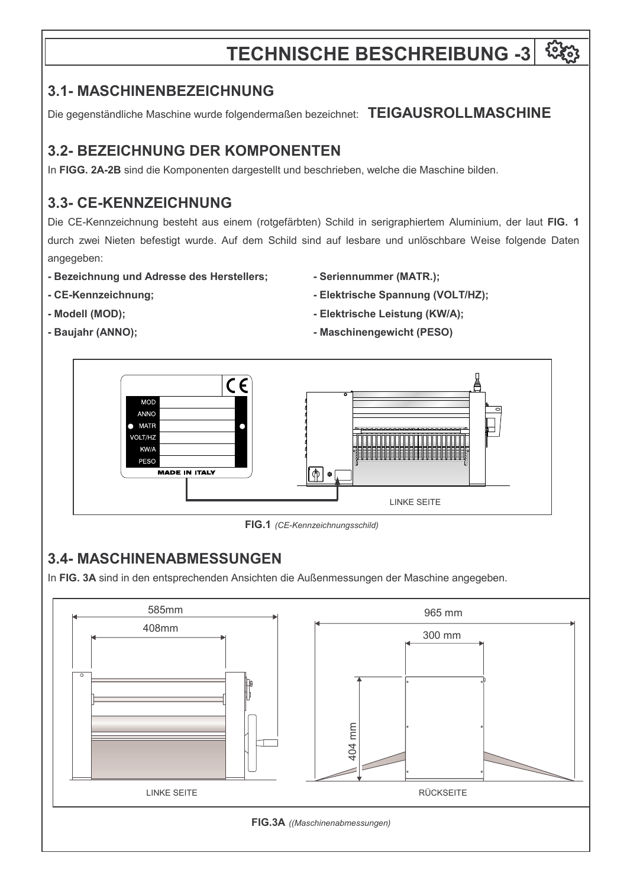# TECHNISCHE BESCHREIBUNG -3

## 3.1- MASCHINENBEZEICHNUNG

Die gegenständliche Maschine wurde folgendermaßen bezeichnet: **TEIGAUSROLLMASCHINE**

## 3.2- BEZEICHNUNG DER KOMPONENTEN

In **FIGG. 2A-2B** sind die Komponenten dargestellt und beschrieben, welche die Maschine bilden.

## 3.3- CE-KENNZEICHNUNG

Die CE-Kennzeichnung besteht aus einem (rotgefärbten) Schild in serigraphiertem Aluminium, der laut **FIG. 1** durch zwei Nieten befestigt wurde. Auf dem Schild sind auf lesbare und unlöschbare Weise folgende Daten angegeben:

- **Bezeichnung und Adresse des Herstellers;**
- **CE-Kennzeichnung;**
- **Modell (MOD);**
- **Baujahr (ANNO);**
- **Seriennummer (MATR.);**
- **Elektrische Spannung (VOLT/HZ);**
- **Elektrische Leistung (KW/A);**
- **Maschinengewicht (PESO)**

MOD
ANNO
MATR
VOLT/HZ
KW/A
PESO
MADE IN ITALY

LINKE SEITE

**FIG.1** *(CE-Kennzeichnungsschild)*

## 3.4- MASCHINENABMESSUNGEN

In **FIG. 3A** sind in den entsprechenden Ansichten die Außenmessungen der Maschine angegeben.

585mm
408mm

LINKE SEITE

965 mm
300 mm
404 mm

RÜCKSEITE

**FIG.3A** *((Maschinenabmessungen)*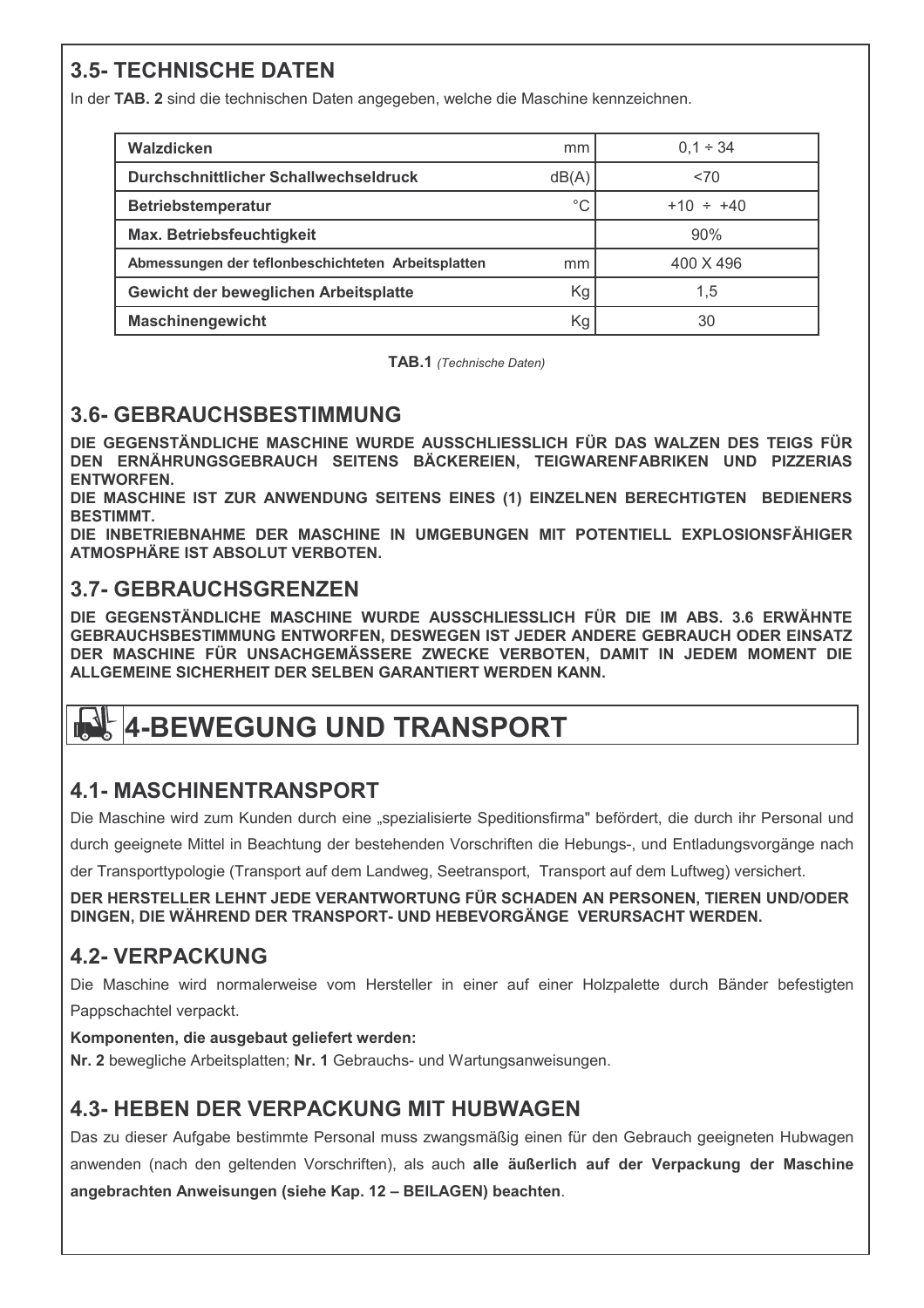## 3.5- TECHNISCHE DATEN

In der **TAB. 2** sind die technischen Daten angegeben, welche die Maschine kennzeichnen.

| | | |
|---|---|---|
| **Walzdicken** | mm | 0,1 ÷ 34 |
| **Durchschnittlicher Schallwechseldruck** | dB(A) | <70 |
| **Betriebstemperatur** | °C | +10 ÷ +40 |
| **Max. Betriebsfeuchtigkeit** | | 90% |
| **Abmessungen der teflonbeschichteten Arbeitsplatten** | mm | 400 X 496 |
| **Gewicht der beweglichen Arbeitsplatte** | Kg | 1,5 |
| **Maschinengewicht** | Kg | 30 |

**TAB.1** *(Technische Daten)*

## 3.6- GEBRAUCHSBESTIMMUNG

**DIE GEGENSTÄNDLICHE MASCHINE WURDE AUSSCHLIESSLICH FÜR DAS WALZEN DES TEIGS FÜR DEN ERNÄHRUNGSGEBRAUCH SEITENS BÄCKEREIEN, TEIGWARENFABRIKEN UND PIZZERIAS ENTWORFEN.**
**DIE MASCHINE IST ZUR ANWENDUNG SEITENS EINES (1) EINZELNEN BERECHTIGTEN BEDIENERS BESTIMMT.**
**DIE INBETRIEBNAHME DER MASCHINE IN UMGEBUNGEN MIT POTENTIELL EXPLOSIONSFÄHIGER ATMOSPHÄRE IST ABSOLUT VERBOTEN.**

## 3.7- GEBRAUCHSGRENZEN

**DIE GEGENSTÄNDLICHE MASCHINE WURDE AUSSCHLIESSLICH FÜR DIE IM ABS. 3.6 ERWÄHNTE GEBRAUCHSBESTIMMUNG ENTWORFEN, DESWEGEN IST JEDER ANDERE GEBRAUCH ODER EINSATZ DER MASCHINE FÜR UNSACHGEMÄSSERE ZWECKE VERBOTEN, DAMIT IN JEDEM MOMENT DIE ALLGEMEINE SICHERHEIT DER SELBEN GARANTIERT WERDEN KANN.**

# 4-BEWEGUNG UND TRANSPORT

## 4.1- MASCHINENTRANSPORT

Die Maschine wird zum Kunden durch eine „spezialisierte Speditionsfirma" befördert, die durch ihr Personal und durch geeignete Mittel in Beachtung der bestehenden Vorschriften die Hebungs-, und Entladungsvorgänge nach der Transporttypologie (Transport auf dem Landweg, Seetransport, Transport auf dem Luftweg) versichert.

**DER HERSTELLER LEHNT JEDE VERANTWORTUNG FÜR SCHADEN AN PERSONEN, TIEREN UND/ODER DINGEN, DIE WÄHREND DER TRANSPORT- UND HEBEVORGÄNGE VERURSACHT WERDEN.**

## 4.2- VERPACKUNG

Die Maschine wird normalerweise vom Hersteller in einer auf einer Holzpalette durch Bänder befestigten Pappschachtel verpackt.

**Komponenten, die ausgebaut geliefert werden:**
**Nr. 2** bewegliche Arbeitsplatten; **Nr. 1** Gebrauchs- und Wartungsanweisungen.

## 4.3- HEBEN DER VERPACKUNG MIT HUBWAGEN

Das zu dieser Aufgabe bestimmte Personal muss zwangsmäßig einen für den Gebrauch geeigneten Hubwagen anwenden (nach den geltenden Vorschriften), als auch **alle äußerlich auf der Verpackung der Maschine angebrachten Anweisungen (siehe Kap. 12 – BEILAGEN) beachten**.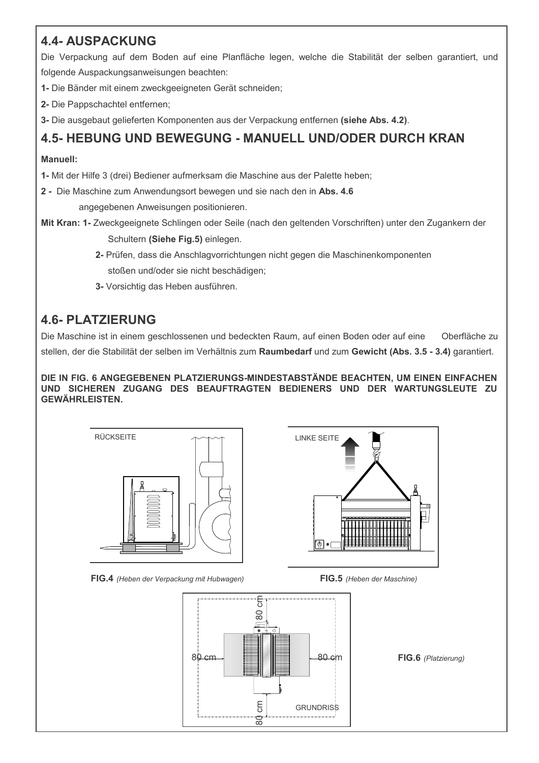## 4.4- AUSPACKUNG

Die Verpackung auf dem Boden auf eine Planfläche legen, welche die Stabilität der selben garantiert, und folgende Auspackungsanweisungen beachten:

**1-** Die Bänder mit einem zweckgeeigneten Gerät schneiden;

**2-** Die Pappschachtel entfernen;

**3-** Die ausgebaut gelieferten Komponenten aus der Verpackung entfernen **(siehe Abs. 4.2)**.

## 4.5- HEBUNG UND BEWEGUNG - MANUELL UND/ODER DURCH KRAN

**Manuell:**

**1-** Mit der Hilfe 3 (drei) Bediener aufmerksam die Maschine aus der Palette heben;

**2 -** Die Maschine zum Anwendungsort bewegen und sie nach den in **Abs. 4.6** angegebenen Anweisungen positionieren.

**Mit Kran: 1-** Zweckgeeignete Schlingen oder Seile (nach den geltenden Vorschriften) unter den Zugankern der Schultern **(Siehe Fig.5)** einlegen.

**2-** Prüfen, dass die Anschlagvorrichtungen nicht gegen die Maschinenkomponenten stoßen und/oder sie nicht beschädigen;

**3-** Vorsichtig das Heben ausführen.

## 4.6- PLATZIERUNG

Die Maschine ist in einem geschlossenen und bedeckten Raum, auf einen Boden oder auf eine Oberfläche zu stellen, der die Stabilität der selben im Verhältnis zum **Raumbedarf** und zum **Gewicht (Abs. 3.5 - 3.4)** garantiert.

**DIE IN FIG. 6 ANGEGEBENEN PLATZIERUNGS-MINDESTABSTÄNDE BEACHTEN, UM EINEN EINFACHEN UND SICHEREN ZUGANG DES BEAUFTRAGTEN BEDIENERS UND DER WARTUNGSLEUTE ZU GEWÄHRLEISTEN.**

RÜCKSEITE

**FIG.4** *(Heben der Verpackung mit Hubwagen)*

LINKE SEITE

**FIG.5** *(Heben der Maschine)*

80 cm

80 cm

80 cm

80 cm

GRUNDRISS

**FIG.6** *(Platzierung)*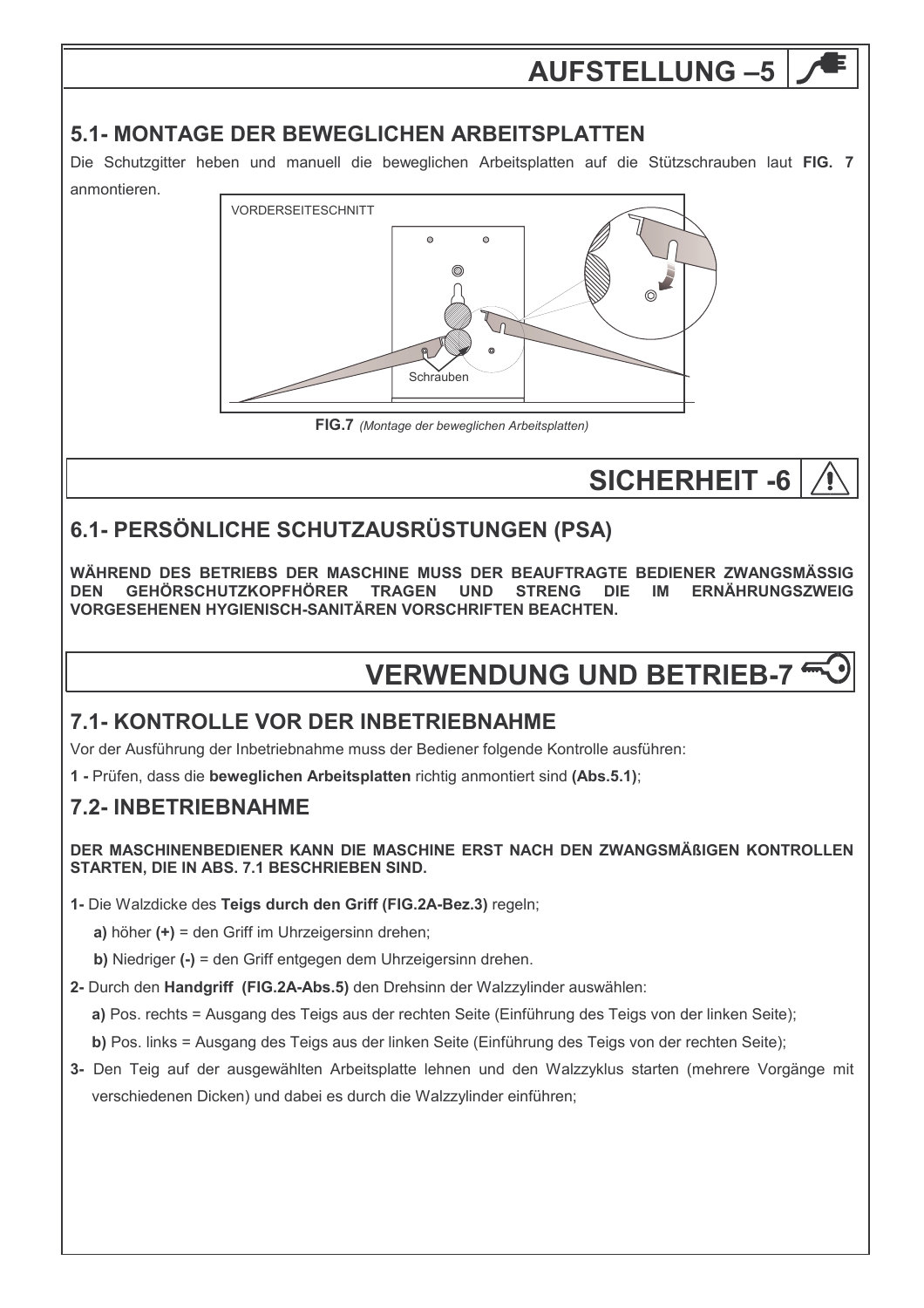# AUFSTELLUNG –5

## 5.1- MONTAGE DER BEWEGLICHEN ARBEITSPLATTEN

Die Schutzgitter heben und manuell die beweglichen Arbeitsplatten auf die Stützschrauben laut **FIG. 7** anmontieren.

VORDERSEITESCHNITT

Schrauben

**FIG.7** *(Montage der beweglichen Arbeitsplatten)*

# SICHERHEIT -6

## 6.1- PERSÖNLICHE SCHUTZAUSRÜSTUNGEN (PSA)

**WÄHREND DES BETRIEBS DER MASCHINE MUSS DER BEAUFTRAGTE BEDIENER ZWANGSMÄSSIG DEN GEHÖRSCHUTZKOPFHÖRER TRAGEN UND STRENG DIE IM ERNÄHRUNGSZWEIG VORGESEHENEN HYGIENISCH-SANITÄREN VORSCHRIFTEN BEACHTEN.**

# VERWENDUNG UND BETRIEB-7

## 7.1- KONTROLLE VOR DER INBETRIEBNAHME

Vor der Ausführung der Inbetriebnahme muss der Bediener folgende Kontrolle ausführen:

**1 -** Prüfen, dass die **beweglichen Arbeitsplatten** richtig anmontiert sind **(Abs.5.1)**;

## 7.2- INBETRIEBNAHME

**DER MASCHINENBEDIENER KANN DIE MASCHINE ERST NACH DEN ZWANGSMÄßIGEN KONTROLLEN STARTEN, DIE IN ABS. 7.1 BESCHRIEBEN SIND.**

**1-** Die Walzdicke des **Teigs durch den Griff (FIG.2A-Bez.3)** regeln;

- **a)** höher **(+)** = den Griff im Uhrzeigersinn drehen;
- **b)** Niedriger **(-)** = den Griff entgegen dem Uhrzeigersinn drehen.

**2-** Durch den **Handgriff (FIG.2A-Abs.5)** den Drehsinn der Walzzylinder auswählen:

- **a)** Pos. rechts = Ausgang des Teigs aus der rechten Seite (Einführung des Teigs von der linken Seite);
- **b)** Pos. links = Ausgang des Teigs aus der linken Seite (Einführung des Teigs von der rechten Seite);

**3-** Den Teig auf der ausgewählten Arbeitsplatte lehnen und den Walzzyklus starten (mehrere Vorgänge mit verschiedenen Dicken) und dabei es durch die Walzzylinder einführen;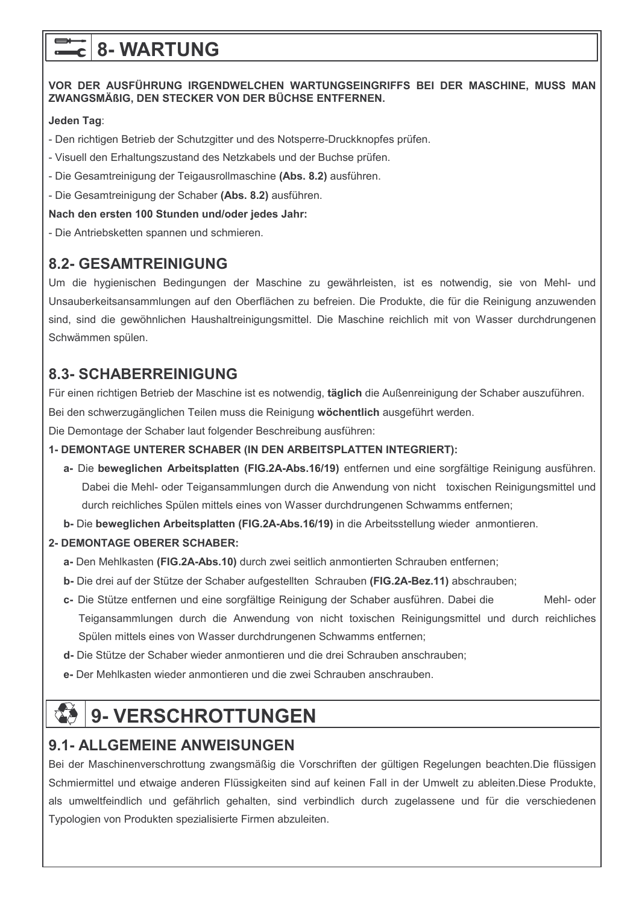# 8- WARTUNG

**VOR DER AUSFÜHRUNG IRGENDWELCHEN WARTUNGSEINGRIFFS BEI DER MASCHINE, MUSS MAN ZWANGSMÄßIG, DEN STECKER VON DER BÜCHSE ENTFERNEN.**

**Jeden Tag**:

- Den richtigen Betrieb der Schutzgitter und des Notsperre-Druckknopfes prüfen.
- Visuell den Erhaltungszustand des Netzkabels und der Buchse prüfen.
- Die Gesamtreinigung der Teigausrollmaschine **(Abs. 8.2)** ausführen.
- Die Gesamtreinigung der Schaber **(Abs. 8.2)** ausführen.

**Nach den ersten 100 Stunden und/oder jedes Jahr:**

- Die Antriebsketten spannen und schmieren.

## 8.2- GESAMTREINIGUNG

Um die hygienischen Bedingungen der Maschine zu gewährleisten, ist es notwendig, sie von Mehl- und Unsauberkeitsansammlungen auf den Oberflächen zu befreien. Die Produkte, die für die Reinigung anzuwenden sind, sind die gewöhnlichen Haushaltreinigungsmittel. Die Maschine reichlich mit von Wasser durchdrungenen Schwämmen spülen.

## 8.3- SCHABERREINIGUNG

Für einen richtigen Betrieb der Maschine ist es notwendig, **täglich** die Außenreinigung der Schaber auszuführen.

Bei den schwerzugänglichen Teilen muss die Reinigung **wöchentlich** ausgeführt werden.

Die Demontage der Schaber laut folgender Beschreibung ausführen:

**1- DEMONTAGE UNTERER SCHABER (IN DEN ARBEITSPLATTEN INTEGRIERT):**

**a-** Die **beweglichen Arbeitsplatten (FIG.2A-Abs.16/19)** entfernen und eine sorgfältige Reinigung ausführen. Dabei die Mehl- oder Teigansammlungen durch die Anwendung von nicht toxischen Reinigungsmittel und durch reichliches Spülen mittels eines von Wasser durchdrungenen Schwamms entfernen;

**b-** Die **beweglichen Arbeitsplatten (FIG.2A-Abs.16/19)** in die Arbeitsstellung wieder anmontieren.

**2- DEMONTAGE OBERER SCHABER:**

**a-** Den Mehlkasten **(FIG.2A-Abs.10)** durch zwei seitlich anmontierten Schrauben entfernen;

**b-** Die drei auf der Stütze der Schaber aufgestellten Schrauben **(FIG.2A-Bez.11)** abschrauben;

**c-** Die Stütze entfernen und eine sorgfältige Reinigung der Schaber ausführen. Dabei die Mehl- oder Teigansammlungen durch die Anwendung von nicht toxischen Reinigungsmittel und durch reichliches Spülen mittels eines von Wasser durchdrungenen Schwamms entfernen;

**d-** Die Stütze der Schaber wieder anmontieren und die drei Schrauben anschrauben;

**e-** Der Mehlkasten wieder anmontieren und die zwei Schrauben anschrauben.

# 9- VERSCHROTTUNGEN

## 9.1- ALLGEMEINE ANWEISUNGEN

Bei der Maschinenverschrottung zwangsmäßig die Vorschriften der gültigen Regelungen beachten.Die flüssigen Schmiermittel und etwaige anderen Flüssigkeiten sind auf keinen Fall in der Umwelt zu ableiten.Diese Produkte, als umweltfeindlich und gefährlich gehalten, sind verbindlich durch zugelassene und für die verschiedenen Typologien von Produkten spezialisierte Firmen abzuleiten.